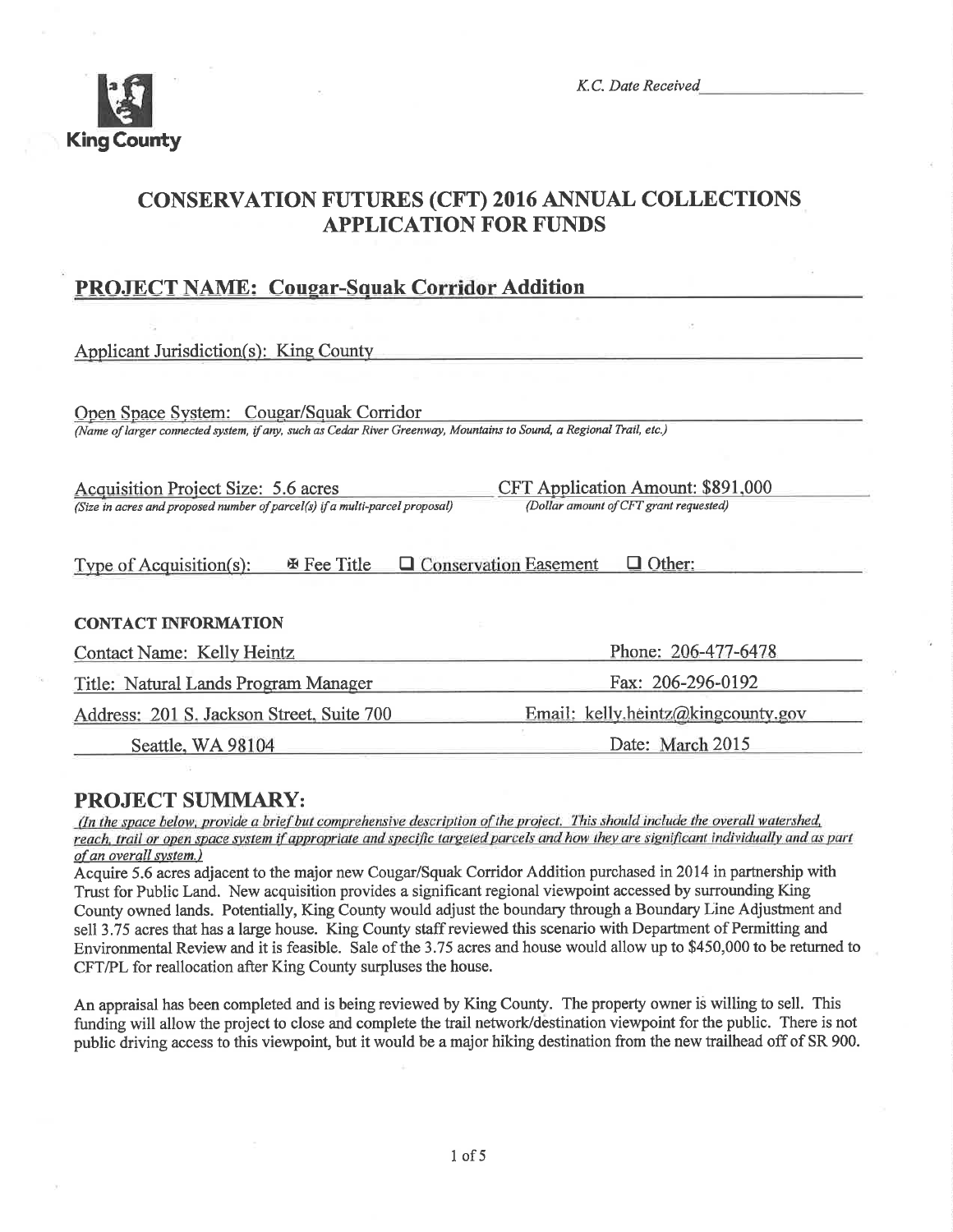King County

*K.C. Date Received*\_\_\_\_\_\_\_\_\_\_\_\_\_\_\_\_

# CONSERVATION FUTURES (CFT) 2016 ANNUAL COLLECTIONS APPLICATION FOR FUNDS

## PROJECT NAME: Cougar-Squak Corridor Addition

Applicant Jurisdiction(s): King County

Open Space System: Cougar/Squak Corridor
*(Name of larger connected system, if any, such as Cedar River Greenway, Mountains to Sound, a Regional Trail, etc.)*

Acquisition Project Size: 5.6 acres
*(Size in acres and proposed number of parcel(s) if a multi-parcel proposal)*

CFT Application Amount: $891,000
*(Dollar amount of CFT grant requested)*

Type of Acquisition(s): ☒ Fee Title ☐ Conservation Easement ☐ Other:

**CONTACT INFORMATION**

Contact Name: Kelly Heintz
Phone: 206-477-6478

Title: Natural Lands Program Manager
Fax: 206-296-0192

Address: 201 S. Jackson Street, Suite 700
Seattle, WA 98104
Email: kelly.heintz@kingcounty.gov
Date: March 2015

## PROJECT SUMMARY:

*(In the space below, provide a brief but comprehensive description of the project. This should include the overall watershed, reach, trail or open space system if appropriate and specific targeted parcels and how they are significant individually and as part of an overall system.)*

Acquire 5.6 acres adjacent to the major new Cougar/Squak Corridor Addition purchased in 2014 in partnership with Trust for Public Land. New acquisition provides a significant regional viewpoint accessed by surrounding King County owned lands. Potentially, King County would adjust the boundary through a Boundary Line Adjustment and sell 3.75 acres that has a large house. King County staff reviewed this scenario with Department of Permitting and Environmental Review and it is feasible. Sale of the 3.75 acres and house would allow up to $450,000 to be returned to CFT/PL for reallocation after King County surpluses the house.

An appraisal has been completed and is being reviewed by King County. The property owner is willing to sell. This funding will allow the project to close and complete the trail network/destination viewpoint for the public. There is not public driving access to this viewpoint, but it would be a major hiking destination from the new trailhead off of SR 900.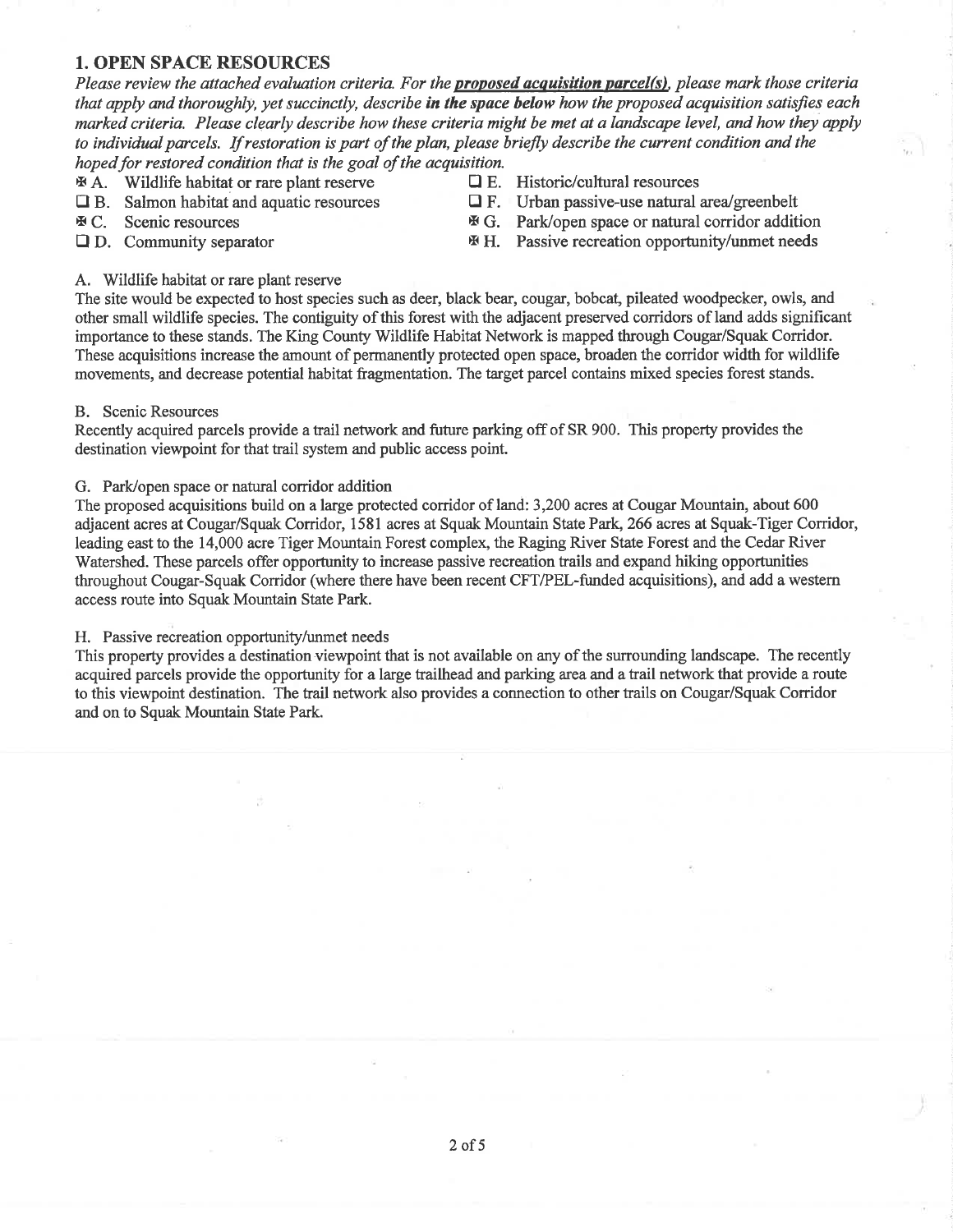## 1. OPEN SPACE RESOURCES

*Please review the attached evaluation criteria. For the* ***proposed acquisition parcel(s)****, please mark those criteria that apply and thoroughly, yet succinctly, describe* ***in the space below*** *how the proposed acquisition satisfies each marked criteria. Please clearly describe how these criteria might be met at a landscape level, and how they apply to individual parcels. If restoration is part of the plan, please briefly describe the current condition and the hoped for restored condition that is the goal of the acquisition.*

- ☒ A. Wildlife habitat or rare plant reserve
- ☐ B. Salmon habitat and aquatic resources
- ☒ C. Scenic resources
- ☐ D. Community separator
- ☐ E. Historic/cultural resources
- ☐ F. Urban passive-use natural area/greenbelt
- ☒ G. Park/open space or natural corridor addition
- ☒ H. Passive recreation opportunity/unmet needs

A. Wildlife habitat or rare plant reserve

The site would be expected to host species such as deer, black bear, cougar, bobcat, pileated woodpecker, owls, and other small wildlife species. The contiguity of this forest with the adjacent preserved corridors of land adds significant importance to these stands. The King County Wildlife Habitat Network is mapped through Cougar/Squak Corridor. These acquisitions increase the amount of permanently protected open space, broaden the corridor width for wildlife movements, and decrease potential habitat fragmentation. The target parcel contains mixed species forest stands.

B. Scenic Resources

Recently acquired parcels provide a trail network and future parking off of SR 900. This property provides the destination viewpoint for that trail system and public access point.

G. Park/open space or natural corridor addition

The proposed acquisitions build on a large protected corridor of land: 3,200 acres at Cougar Mountain, about 600 adjacent acres at Cougar/Squak Corridor, 1581 acres at Squak Mountain State Park, 266 acres at Squak-Tiger Corridor, leading east to the 14,000 acre Tiger Mountain Forest complex, the Raging River State Forest and the Cedar River Watershed. These parcels offer opportunity to increase passive recreation trails and expand hiking opportunities throughout Cougar-Squak Corridor (where there have been recent CFT/PEL-funded acquisitions), and add a western access route into Squak Mountain State Park.

H. Passive recreation opportunity/unmet needs

This property provides a destination viewpoint that is not available on any of the surrounding landscape. The recently acquired parcels provide the opportunity for a large trailhead and parking area and a trail network that provide a route to this viewpoint destination. The trail network also provides a connection to other trails on Cougar/Squak Corridor and on to Squak Mountain State Park.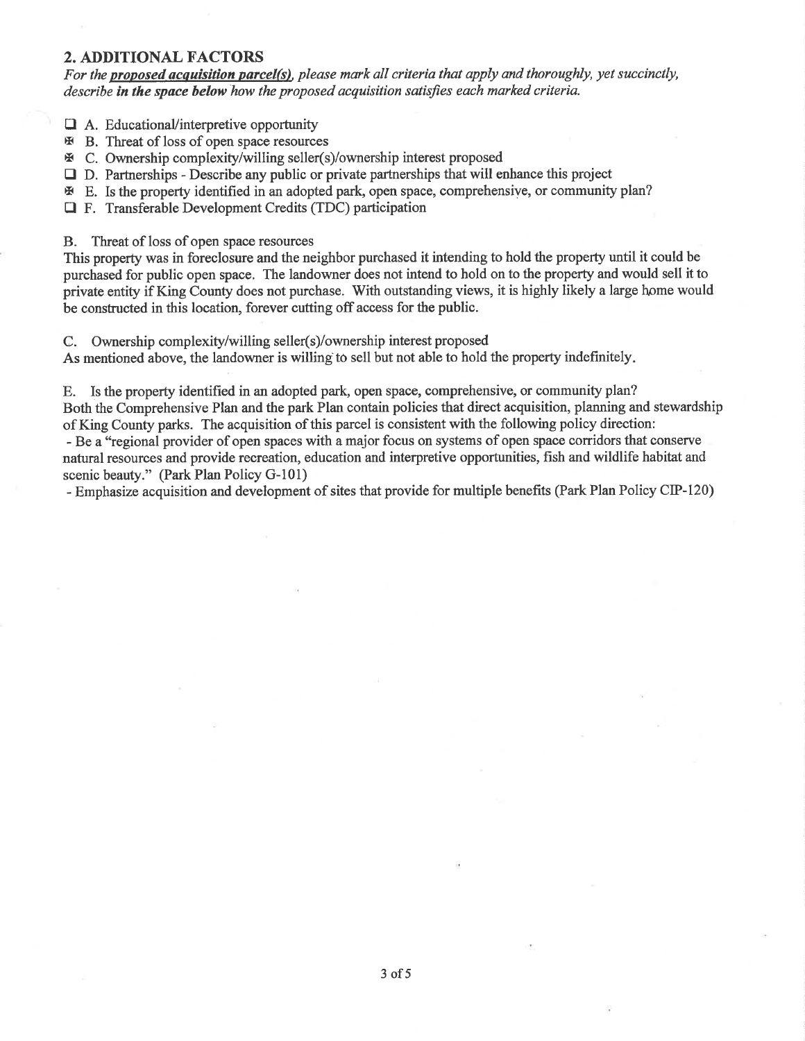## 2. ADDITIONAL FACTORS

*For the **proposed acquisition parcel(s)**, please mark all criteria that apply and thoroughly, yet succinctly, describe **in the space below** how the proposed acquisition satisfies each marked criteria.*

- ☐ A. Educational/interpretive opportunity
- ☒ B. Threat of loss of open space resources
- ☒ C. Ownership complexity/willing seller(s)/ownership interest proposed
- ☐ D. Partnerships - Describe any public or private partnerships that will enhance this project
- ☒ E. Is the property identified in an adopted park, open space, comprehensive, or community plan?
- ☐ F. Transferable Development Credits (TDC) participation

B. Threat of loss of open space resources

This property was in foreclosure and the neighbor purchased it intending to hold the property until it could be purchased for public open space. The landowner does not intend to hold on to the property and would sell it to private entity if King County does not purchase. With outstanding views, it is highly likely a large home would be constructed in this location, forever cutting off access for the public.

C. Ownership complexity/willing seller(s)/ownership interest proposed

As mentioned above, the landowner is willing to sell but not able to hold the property indefinitely.

E. Is the property identified in an adopted park, open space, comprehensive, or community plan?

Both the Comprehensive Plan and the park Plan contain policies that direct acquisition, planning and stewardship of King County parks. The acquisition of this parcel is consistent with the following policy direction:

- Be a "regional provider of open spaces with a major focus on systems of open space corridors that conserve natural resources and provide recreation, education and interpretive opportunities, fish and wildlife habitat and scenic beauty." (Park Plan Policy G-101)
- Emphasize acquisition and development of sites that provide for multiple benefits (Park Plan Policy CIP-120)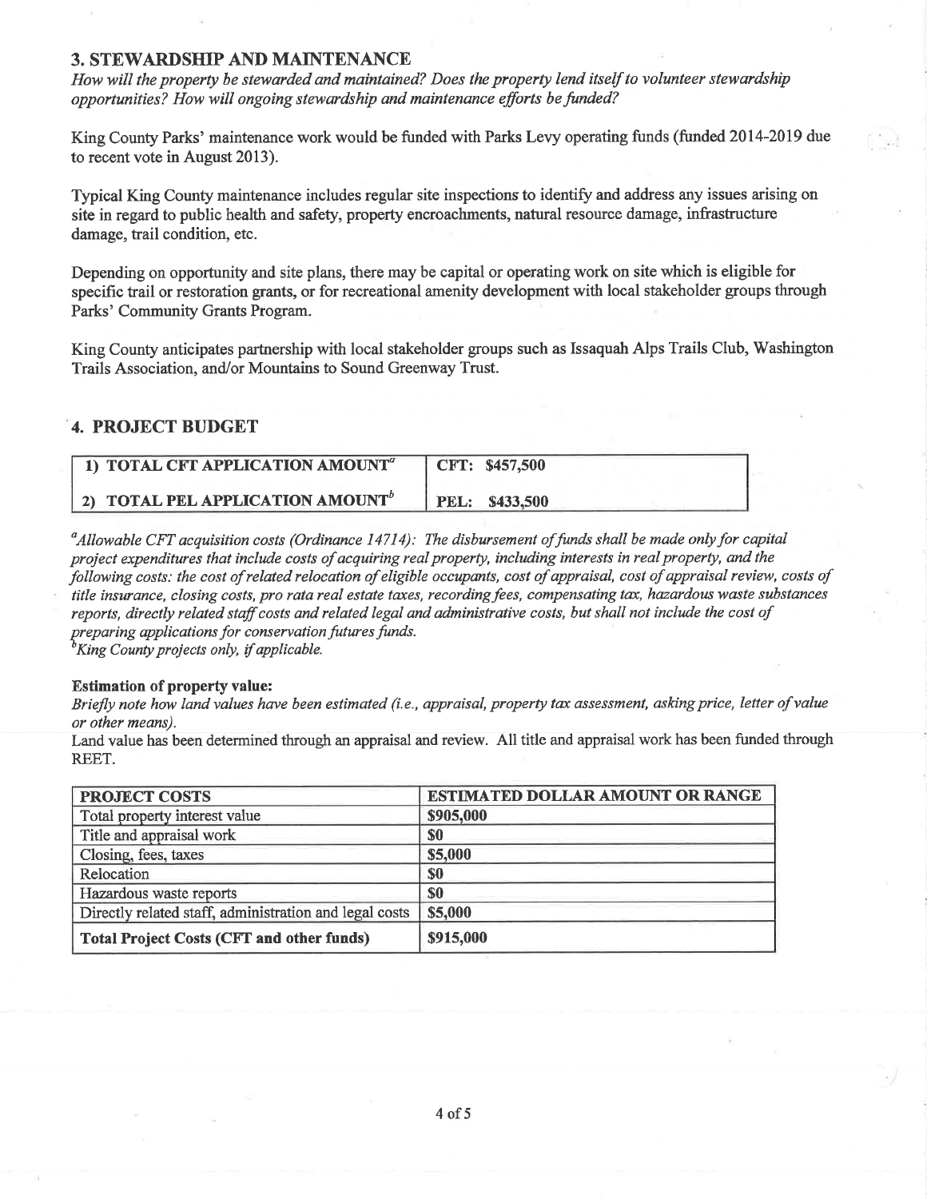## 3. STEWARDSHIP AND MAINTENANCE

*How will the property be stewarded and maintained? Does the property lend itself to volunteer stewardship opportunities? How will ongoing stewardship and maintenance efforts be funded?*

King County Parks' maintenance work would be funded with Parks Levy operating funds (funded 2014-2019 due to recent vote in August 2013).

Typical King County maintenance includes regular site inspections to identify and address any issues arising on site in regard to public health and safety, property encroachments, natural resource damage, infrastructure damage, trail condition, etc.

Depending on opportunity and site plans, there may be capital or operating work on site which is eligible for specific trail or restoration grants, or for recreational amenity development with local stakeholder groups through Parks' Community Grants Program.

King County anticipates partnership with local stakeholder groups such as Issaquah Alps Trails Club, Washington Trails Association, and/or Mountains to Sound Greenway Trust.

## 4. PROJECT BUDGET

| | |
|---|---|
| **1) TOTAL CFT APPLICATION AMOUNT[a]** | **CFT: $457,500** |
| **2) TOTAL PEL APPLICATION AMOUNT[b]** | **PEL: $433,500** |

*[a]Allowable CFT acquisition costs (Ordinance 14714): The disbursement of funds shall be made only for capital project expenditures that include costs of acquiring real property, including interests in real property, and the following costs: the cost of related relocation of eligible occupants, cost of appraisal, cost of appraisal review, costs of title insurance, closing costs, pro rata real estate taxes, recording fees, compensating tax, hazardous waste substances reports, directly related staff costs and related legal and administrative costs, but shall not include the cost of preparing applications for conservation futures funds.*
*[b]King County projects only, if applicable.*

**Estimation of property value:**
*Briefly note how land values have been estimated (i.e., appraisal, property tax assessment, asking price, letter of value or other means).*
Land value has been determined through an appraisal and review. All title and appraisal work has been funded through REET.

| PROJECT COSTS | ESTIMATED DOLLAR AMOUNT OR RANGE |
|---|---|
| Total property interest value | $905,000 |
| Title and appraisal work | $0 |
| Closing, fees, taxes | $5,000 |
| Relocation | $0 |
| Hazardous waste reports | $0 |
| Directly related staff, administration and legal costs | $5,000 |
| **Total Project Costs (CFT and other funds)** | **$915,000** |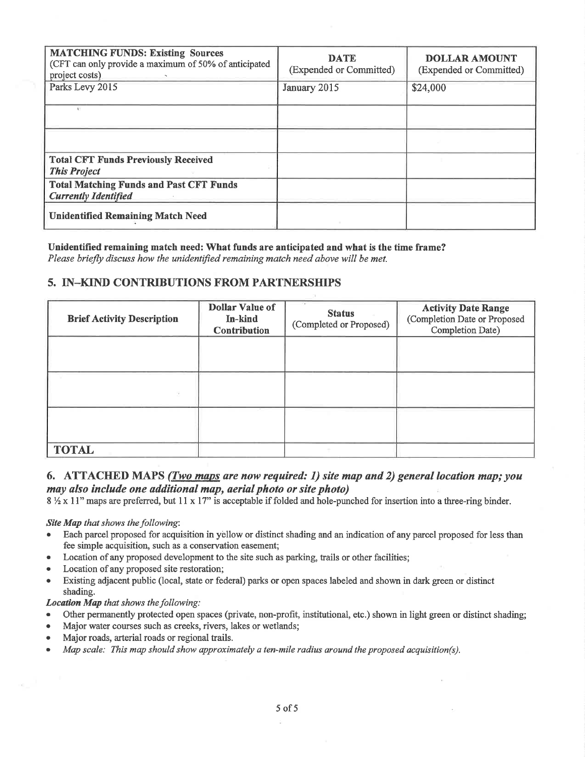| MATCHING FUNDS: Existing Sources (CFT can only provide a maximum of 50% of anticipated project costs) | DATE (Expended or Committed) | DOLLAR AMOUNT (Expended or Committed) |
|---|---|---|
| Parks Levy 2015 | January 2015 | \$24,000 |
| | | |
| | | |
| **Total CFT Funds Previously Received** ***This Project*** | | |
| **Total Matching Funds and Past CFT Funds** ***Currently Identified*** | | |
| **Unidentified Remaining Match Need** | | |

**Unidentified remaining match need: What funds are anticipated and what is the time frame?**
*Please briefly discuss how the unidentified remaining match need above will be met.*

## 5. IN–KIND CONTRIBUTIONS FROM PARTNERSHIPS

| Brief Activity Description | Dollar Value of In-kind Contribution | Status (Completed or Proposed) | Activity Date Range (Completion Date or Proposed Completion Date) |
|---|---|---|---|
| | | | |
| | | | |
| | | | |
| **TOTAL** | | | |

## 6. ATTACHED MAPS *(Two maps are now required: 1) site map and 2) general location map; you may also include one additional map, aerial photo or site photo)*

8 ½ x 11" maps are preferred, but 11 x 17" is acceptable if folded and hole-punched for insertion into a three-ring binder.

***Site Map** that shows the following:*

- Each parcel proposed for acquisition in yellow or distinct shading and an indication of any parcel proposed for less than fee simple acquisition, such as a conservation easement;
- Location of any proposed development to the site such as parking, trails or other facilities;
- Location of any proposed site restoration;
- Existing adjacent public (local, state or federal) parks or open spaces labeled and shown in dark green or distinct shading.

***Location Map** that shows the following:*

- Other permanently protected open spaces (private, non-profit, institutional, etc.) shown in light green or distinct shading;
- Major water courses such as creeks, rivers, lakes or wetlands;
- Major roads, arterial roads or regional trails.
- *Map scale: This map should show approximately a ten-mile radius around the proposed acquisition(s).*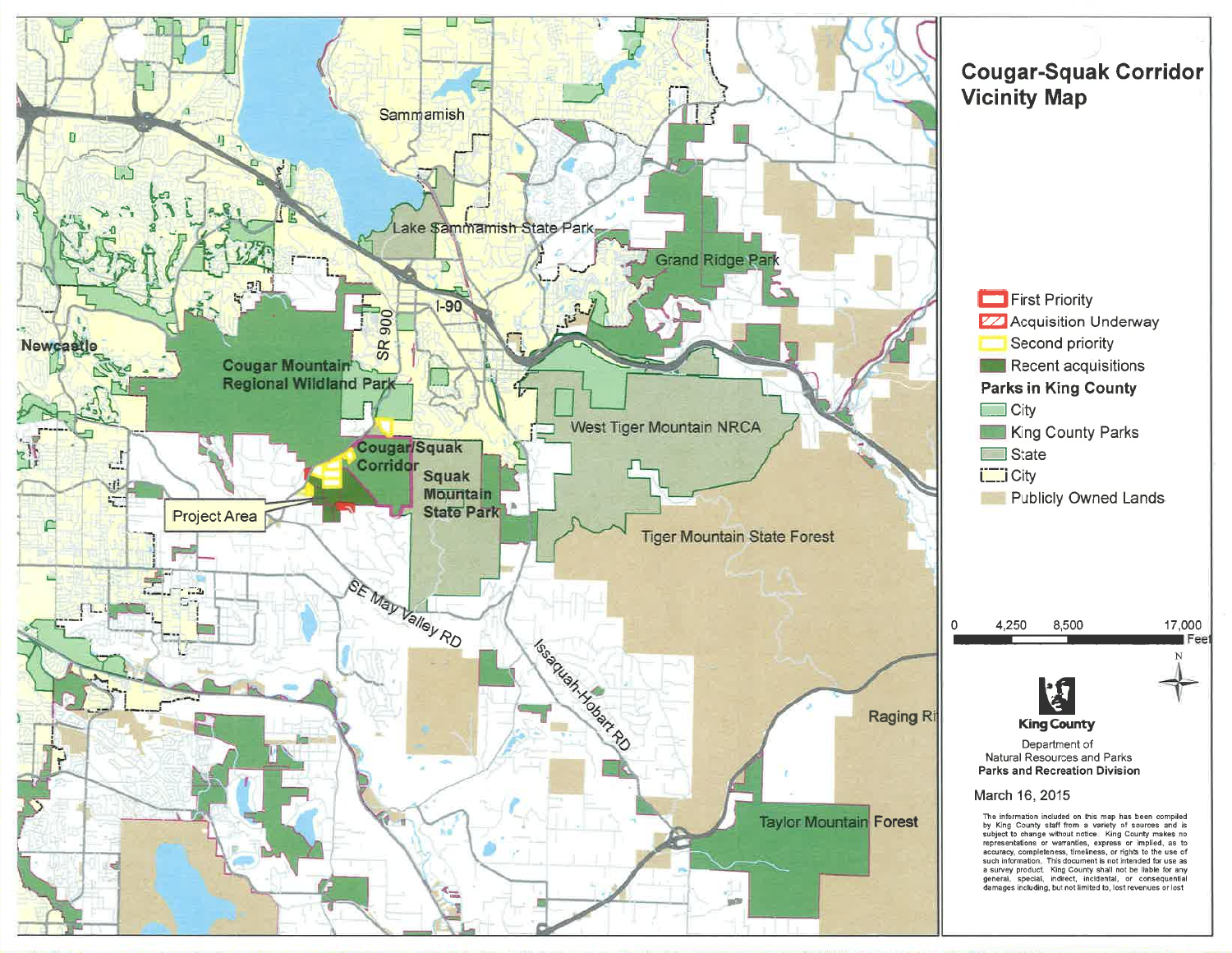# Cougar-Squak Corridor Vicinity Map

Sammamish

Lake Sammamish State Park

Grand Ridge Park

Newcastle

SR 900

I-90

Cougar Mountain Regional Wildland Park

West Tiger Mountain NRCA

Cougar/Squak Corridor

Squak Mountain State Park

Project Area

Tiger Mountain State Forest

SE May Valley RD

Issaquah-Hobart RD

Raging Ri

Taylor Mountain Forest

First Priority

Acquisition Underway

Second priority

Recent acquisitions

**Parks in King County**

City

King County Parks

State

City

Publicly Owned Lands

0 4,250 8,500 17,000 Feet

N

King County

Department of Natural Resources and Parks

**Parks and Recreation Division**

March 16, 2015

The information included on this map has been compiled by King County staff from a variety of sources and is subject to change without notice. King County makes no representations or warranties, express or implied, as to accuracy, completeness, timeliness, or rights to the use of such information. This document is not intended for use as a survey product. King County shall not be liable for any general, special, indirect, incidental, or consequential damages including, but not limited to, lost revenues or lost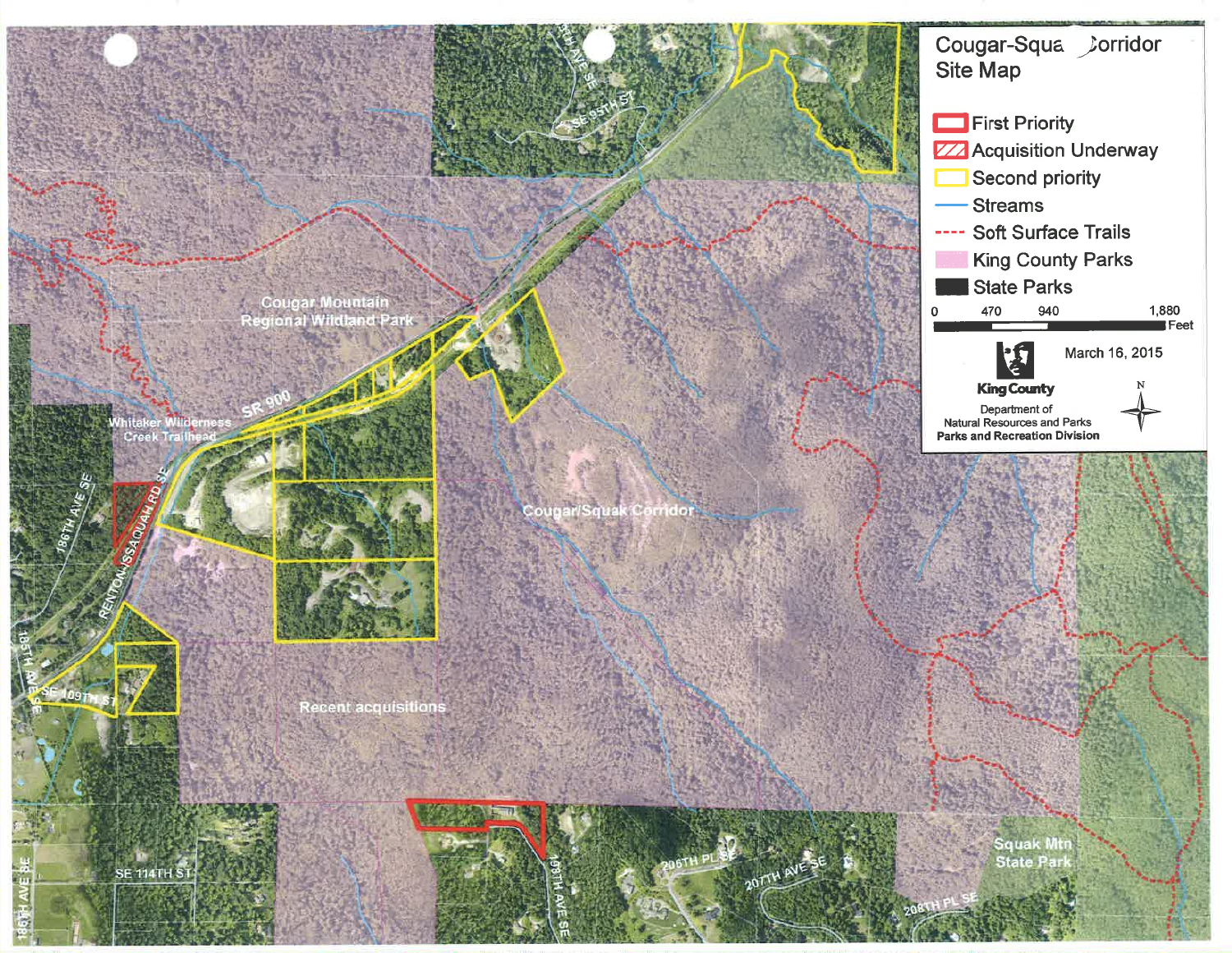Cougar-Squa Corridor
Site Map

First Priority
Acquisition Underway
Second priority
Streams
Soft Surface Trails
King County Parks
State Parks

0 470 940 1,880 Feet

March 16, 2015

King County
Department of
Natural Resources and Parks
Parks and Recreation Division

N

Cougar Mountain
Regional Wildland Park

Whitaker Wilderness
Creek Trailhead

SR 900

RENTON-ISSAQUAH RD SE

186TH AVE SE

185TH AVE SE

SE 109TH ST

Cougar/Squak Corridor

Recent acquisitions

SE 95TH ST

SE 114TH ST

198TH AVE SE

206TH PL SE

207TH AVE SE

208TH PL SE

Squak Mtn
State Park